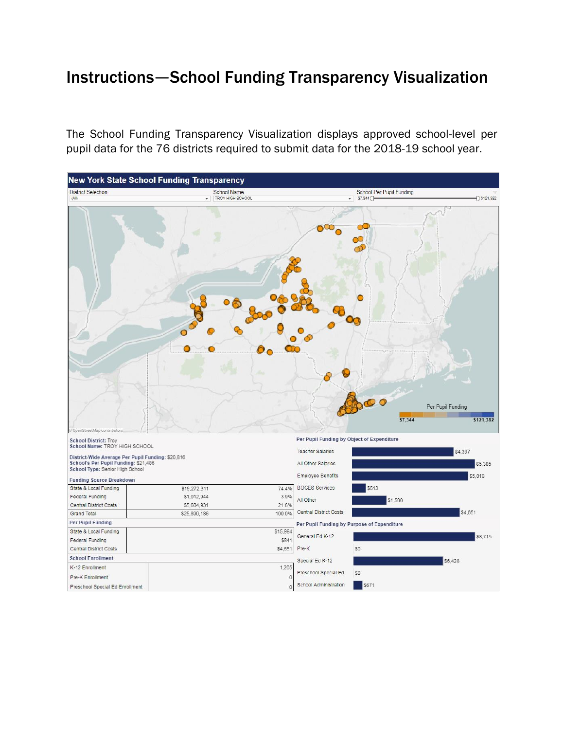# Instructions—School Funding Transparency Visualization

The School Funding Transparency Visualization displays approved school-level per pupil data for the 76 districts required to submit data for the 2018-19 school year.

**New York State School Funding Transparency**

District Selection: (All)
School Name: TROY HIGH SCHOOL
School Per Pupil Funding: $7,344 – $121,382

Per Pupil Funding: $7,344 – $121,382

© OpenStreetMap contributors

**School District:** Troy
**School Name:** TROY HIGH SCHOOL

**District-Wide Average Per Pupil Funding:** $20,816
**School's Per Pupil Funding:** $21,486
**School Type:** Senior High School

**Funding Source Breakdown**

| | | |
|---|---|---|
| State & Local Funding | $19,272,311 | 74.4% |
| Federal Funding | $1,012,944 | 3.9% |
| Central District Costs | $5,604,931 | 21.6% |
| Grand Total | $25,890,186 | 100.0% |

**Per Pupil Funding**

| | |
|---|---|
| State & Local Funding | $15,994 |
| Federal Funding | $841 |
| Central District Costs | $4,651 |

**School Enrollment**

| | |
|---|---|
| K-12 Enrollment | 1,205 |
| Pre-K Enrollment | 0 |
| Preschool Special Ed Enrollment | 0 |

**Per Pupil Funding by Object of Expenditure**

| | |
|---|---|
| Teacher Salaries | $4,397 |
| All Other Salaries | $5,305 |
| Employee Benefits | $5,018 |
| BOCES Services | $613 |
| All Other | $1,500 |
| Central District Costs | $4,651 |

**Per Pupil Funding by Purpose of Expenditure**

| | |
|---|---|
| General Ed K-12 | $8,715 |
| Pre-K | $0 |
| Special Ed K-12 | $6,428 |
| Preschool Special Ed | $0 |
| School Administration | $671 |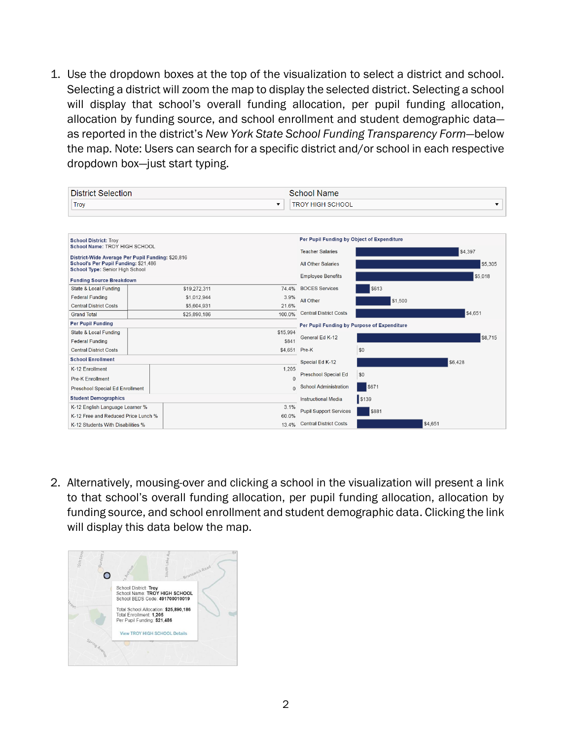1. Use the dropdown boxes at the top of the visualization to select a district and school. Selecting a district will zoom the map to display the selected district. Selecting a school will display that school's overall funding allocation, per pupil funding allocation, allocation by funding source, and school enrollment and student demographic data—as reported in the district's *New York State School Funding Transparency Form*—below the map. Note: Users can search for a specific district and/or school in each respective dropdown box—just start typing.

| District Selection | School Name |
|---|---|
| Troy | TROY HIGH SCHOOL |

**School District:** Troy
**School Name:** TROY HIGH SCHOOL

**District-Wide Average Per Pupil Funding:** $20,816
**School's Per Pupil Funding:** $21,486
**School Type:** Senior High School

**Funding Source Breakdown**

| | | |
|---|---|---|
| State & Local Funding | $19,272,311 | 74.4% |
| Federal Funding | $1,012,944 | 3.9% |
| Central District Costs | $5,604,931 | 21.6% |
| Grand Total | $25,890,186 | 100.0% |

**Per Pupil Funding**

| | |
|---|---|
| State & Local Funding | $15,994 |
| Federal Funding | $841 |
| Central District Costs | $4,651 |

**School Enrollment**

| | |
|---|---|
| K-12 Enrollment | 1,205 |
| Pre-K Enrollment | 0 |
| Preschool Special Ed Enrollment | 0 |

**Student Demographics**

| | |
|---|---|
| K-12 English Language Learner % | 3.1% |
| K-12 Free and Reduced Price Lunch % | 60.0% |
| K-12 Students With Disabilities % | 13.4% |

**Per Pupil Funding by Object of Expenditure**

| | |
|---|---|
| Teacher Salaries | $4,397 |
| All Other Salaries | $5,305 |
| Employee Benefits | $5,018 |
| BOCES Services | $613 |
| All Other | $1,500 |
| Central District Costs | $4,651 |

**Per Pupil Funding by Purpose of Expenditure**

| | |
|---|---|
| General Ed K-12 | $8,715 |
| Pre-K | $0 |
| Special Ed K-12 | $6,428 |
| Preschool Special Ed | $0 |
| School Administration | $671 |
| Instructional Media | $139 |
| Pupil Support Services | $881 |
| Central District Costs | $4,651 |

2. Alternatively, mousing-over and clicking a school in the visualization will present a link to that school's overall funding allocation, per pupil funding allocation, allocation by funding source, and school enrollment and student demographic data. Clicking the link will display this data below the map.

School District: **Troy**
School Name: **TROY HIGH SCHOOL**
School BEDS Code: **491700010019**

Total School Allocation: **$25,890,186**
Total Enrollment: **1,205**
Per Pupil Funding: **$21,486**

View TROY HIGH SCHOOL Details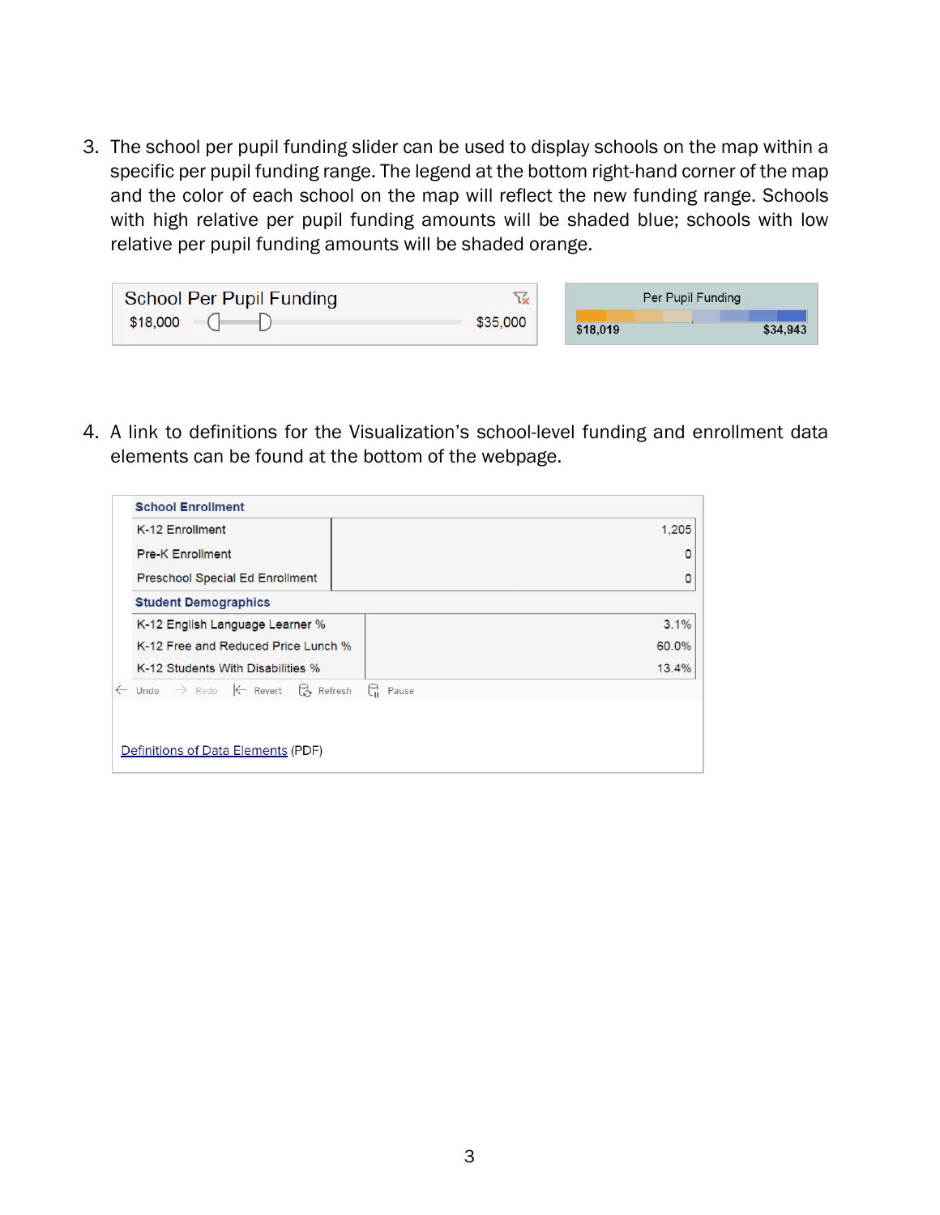3. The school per pupil funding slider can be used to display schools on the map within a specific per pupil funding range. The legend at the bottom right-hand corner of the map and the color of each school on the map will reflect the new funding range. Schools with high relative per pupil funding amounts will be shaded blue; schools with low relative per pupil funding amounts will be shaded orange.

School Per Pupil Funding

$18,000 $35,000

Per Pupil Funding

$18,019 $34,943

4. A link to definitions for the Visualization's school-level funding and enrollment data elements can be found at the bottom of the webpage.

| | |
|---|---|
| **School Enrollment** | |
| K-12 Enrollment | 1,205 |
| Pre-K Enrollment | 0 |
| Preschool Special Ed Enrollment | 0 |
| **Student Demographics** | |
| K-12 English Language Learner % | 3.1% |
| K-12 Free and Reduced Price Lunch % | 60.0% |
| K-12 Students With Disabilities % | 13.4% |

Undo Redo Revert Refresh Pause

Definitions of Data Elements (PDF)